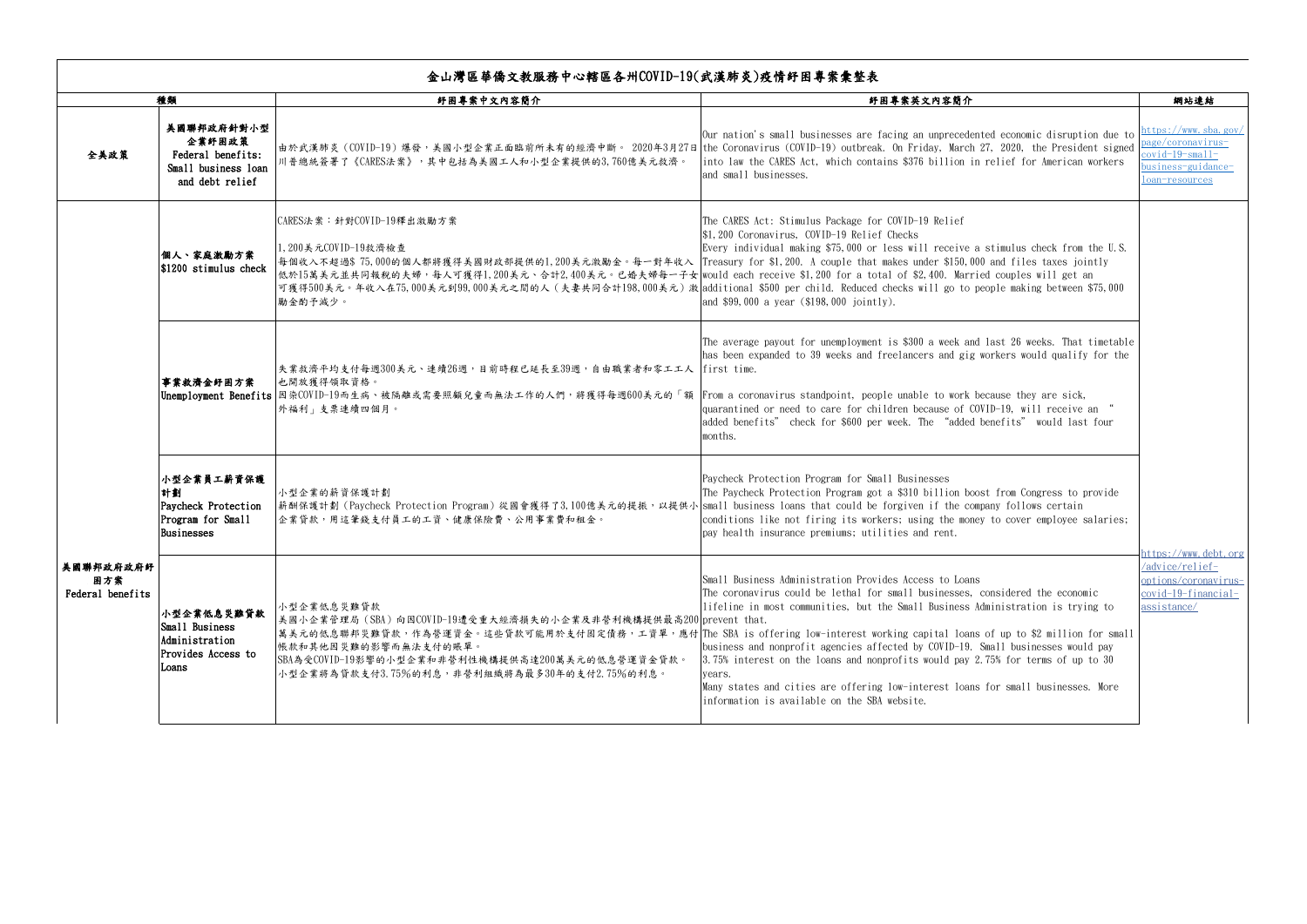# 金山灣區華僑文教服務中心轄區各州COVID-19(武漢肺炎)疫情紓困專案彙整表

| 種類 | | 紓困專案中文內容簡介 | 紓困專案英文內容簡介 | 網站連結 |
|---|---|---|---|---|
| 全美政策 | 美國聯邦政府針對小型企業紓困政策 Federal benefits: Small business loan and debt relief | 由於武漢肺炎（COVID-19）爆發，美國小型企業正面臨前所未有的經濟中斷。 2020年3月27日川普總統簽署了《CARES法案》，其中包括為美國工人和小型企業提供的3,760億美元救濟。 | Our nation's small businesses are facing an unprecedented economic disruption due to the Coronavirus (COVID-19) outbreak. On Friday, March 27, 2020, the President signed into law the CARES Act, which contains $376 billion in relief for American workers and small businesses. | https://www.sba.gov/page/coronavirus-covid-19-small-business-guidance-loan-resources |
| 美國聯邦政府紓困方案 Federal benefits | 個人、家庭激勵方案 $1200 stimulus check | CARES法案：針對COVID-19釋出激勵方案<br><br>1,200美元COVID-19救濟檢查<br>每個收入不超過$ 75,000的個人都將獲得美國財政部提供的1,200美元激勵金。每一對年收入低於15萬美元並共同報稅的夫婦，每人可獲得1,200美元、合計2,400美元。已婚夫婦每一子女可獲得500美元。年收入在75,000美元到99,000美元之間的人（夫妻共同合計198,000美元）激勵金酌予減少。 | The CARES Act: Stimulus Package for COVID-19 Relief<br>$1,200 Coronavirus, COVID-19 Relief Checks<br>Every individual making $75,000 or less will receive a stimulus check from the U.S. Treasury for $1,200. A couple that makes under $150,000 and files taxes jointly would each receive $1,200 for a total of $2,400. Married couples will get an additional $500 per child. Reduced checks will go to people making between $75,000 and $99,000 a year ($198,000 jointly). | https://www.debt.org/advice/relief-options/coronavirus-covid-19-financial-assistance/ |
| | 事業救濟金紓困方案 Unemployment Benefits | 失業救濟平均支付每週300美元、連續26週，目前時程已延長至39週，自由職業者和零工工人也開放獲得領取資格。<br>因染COVID-19而生病、被隔離或需要照顧兒童而無法工作的人們，將獲得每週600美元的「額外福利」支票連續四個月。 | The average payout for unemployment is $300 a week and last 26 weeks. That timetable has been expanded to 39 weeks and freelancers and gig workers would qualify for the first time.<br>From a coronavirus standpoint, people unable to work because they are sick, quarantined or need to care for children because of COVID-19, will receive an "added benefits" check for $600 per week. The "added benefits" would last four months. | |
| | 小型企業員工薪資保護計劃 Paycheck Protection Program for Small Businesses | 小型企業的薪資保護計劃<br>薪酬保護計劃（Paycheck Protection Program）從國會獲得了3,100億美元的提振，以提供小企業貸款，用這筆錢支付員工的工資、健康保險費、公用事業費和租金。 | Paycheck Protection Program for Small Businesses<br>The Paycheck Protection Program got a $310 billion boost from Congress to provide small business loans that could be forgiven if the company follows certain conditions like not firing its workers; using the money to cover employee salaries; pay health insurance premiums; utilities and rent. | |
| | 小型企業低息災難貸款 Small Business Administration Provides Access to Loans | 小型企業低息災難貸款<br>美國小企業管理局（SBA）向因COVID-19遭受重大經濟損失的小企業及非營利機構提供最高200萬美元的低息聯邦災難貸款，作為營運資金。這些貸款可能用於支付固定債務，工資單，應付帳款和其他因災難的影響而無法支付的賬單。<br>SBA為受COVID-19影響的小型企業和非營利性機構提供高達200萬美元的低息營運資金貸款。<br>小型企業將為貸款支付3.75%的利息，非營利組織將為最多30年的支付2.75%的利息。 | Small Business Administration Provides Access to Loans<br>The coronavirus could be lethal for small businesses, considered the economic lifeline in most communities, but the Small Business Administration is trying to prevent that.<br>The SBA is offering low-interest working capital loans of up to $2 million for small business and nonprofit agencies affected by COVID-19. Small businesses would pay 3.75% interest on the loans and nonprofits would pay 2.75% for terms of up to 30 years.<br>Many states and cities are offering low-interest loans for small businesses. More information is available on the SBA website. | |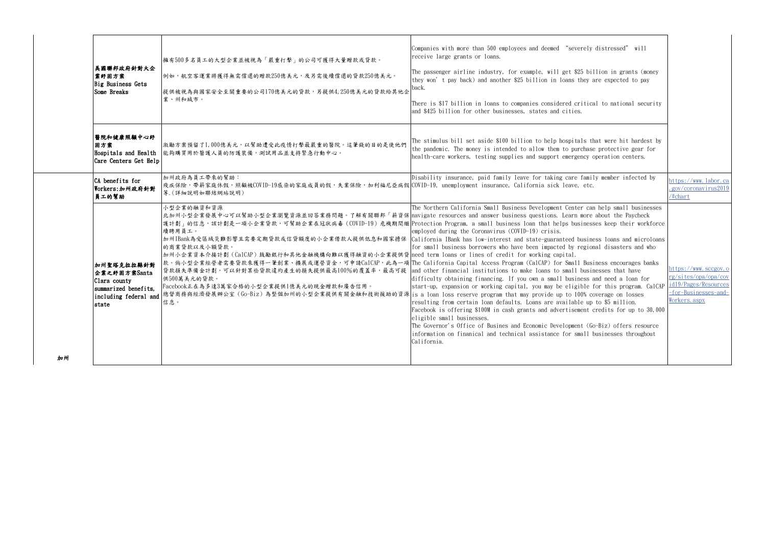| | | | | |
|---|---|---|---|---|
| | 美國聯邦政府針對大企業紓困方案 Big Business Gets Some Breaks | 擁有500多名員工的大型企業並被視為「嚴重打擊」的公司可獲得大量贈款或貸款。<br><br>例如，航空客運業將獲得無需償還的贈款250億美元，及另需後續償還的貸款250億美元。<br><br>提供被視為與國家安全至關重要的公司170億美元的貸款，另提供4,250億美元的貸款給其他企業、州和城市。 | Companies with more than 500 employees and deemed "severely distressed" will receive large grants or loans.<br><br>The passenger airline industry, for example, will get $25 billion in grants (money they won' t pay back) and another $25 billion in loans they are expected to pay back.<br><br>There is $17 billion in loans to companies considered critical to national security and $425 billion for other businesses, states and cities. | |
| | 醫院和健康照顧中心紓困方案 Hospitals and Health Care Centers Get Help | 激勵方案預留了1,000億美元，以幫助遭受此疫情打擊最嚴重的醫院。這筆錢的目的是使他們能夠購買用於醫護人員的防護裝備，測試用品並支持緊急行動中心。 | The stimulus bill set aside $100 billion to help hospitals that were hit hardest by the pandemic. The money is intended to allow them to purchase protective gear for health-care workers, testing supplies and support emergency operation centers. | |
| 加州 | CA benefits for Workers:加州政府針對員工的幫助 | 加州政府為員工帶來的幫助：<br>殘疾保險，帶薪家庭休假，照顧被COVID-19感染的家庭成員的假，失業保險，加利福尼亞病假等.(詳細說明如聯結網站說明) | Disability insurance, paid family leave for taking care family member infected by COVID-19, unemployment insurance, California sick leave, etc. | https://www.labor.ca.gov/coronavirus2019/#chart |
| | 加州聖塔克拉拉縣針對企業之紓困方案Santa Clara county summarized benefits, including federal and state | 小型企業的融資和資源<br>北加州小型企業發展中心可以幫助小型企業瀏覽資源並回答業務問題。了解有關聯邦「薪資保護計劃」的信息，該計劃是一項小企業貸款，可幫助企業在冠狀病毒（COVID-19）危機期間繼續聘用員工。<br>加州IBank為受區域災難影響且需要定期貸款或信貸額度的小企業借款人提供低息和國家擔保的商業貸款以及小額貸款。<br>加州小企業資本介接計劃（CalCAP）鼓勵銀行和其他金融機構向難以獲得融資的小企業提供貸款。倘小型企業經營者需要貸款來獲得一筆創業、擴展或運營資金，可申請CalCAP，此為一項貸款損失準備金計劃，可以針對某些貸款違約產生的損失提供最高100%的覆蓋率，最高可提供500萬美元的貸款。<br>Facebook正在為多達3萬家合格的小型企業提供1億美元的現金贈款和廣告信用。<br>總督商務與經濟發展辦公室（Go-Biz）為整個加州的小型企業提供有關金融和技術援助的資源信息。 | The Northern California Small Business Development Center can help small businesses navigate resources and answer business questions. Learn more about the Paycheck Protection Program, a small business loan that helps businesses keep their workforce employed during the Coronavirus (COVID-19) crisis.<br>California IBank has low-interest and state-guaranteed business loans and microloans for small business borrowers who have been impacted by regional disasters and who need term loans or lines of credit for working capital.<br>The California Capital Access Program (CalCAP) for Small Business encourages banks and other financial institutions to make loans to small businesses that have difficulty obtaining financing. If you own a small business and need a loan for start-up, expansion or working capital, you may be eligible for this program. CalCAP is a loan loss reserve program that may provide up to 100% coverage on losses resulting from certain loan defaults. Loans are available up to $5 million.<br>Facebook is offering $100M in cash grants and advertisement credits for up to 30,000 eligible small businesses.<br>The Governor's Office of Busines and Economic Development (Go-Biz) offers resource information on finanical and technical assistance for small businesses throughout California. | https://www.sccgov.org/sites/opa/opa/covid19/Pages/Resources-for-Businesses-and-Workers.aspx |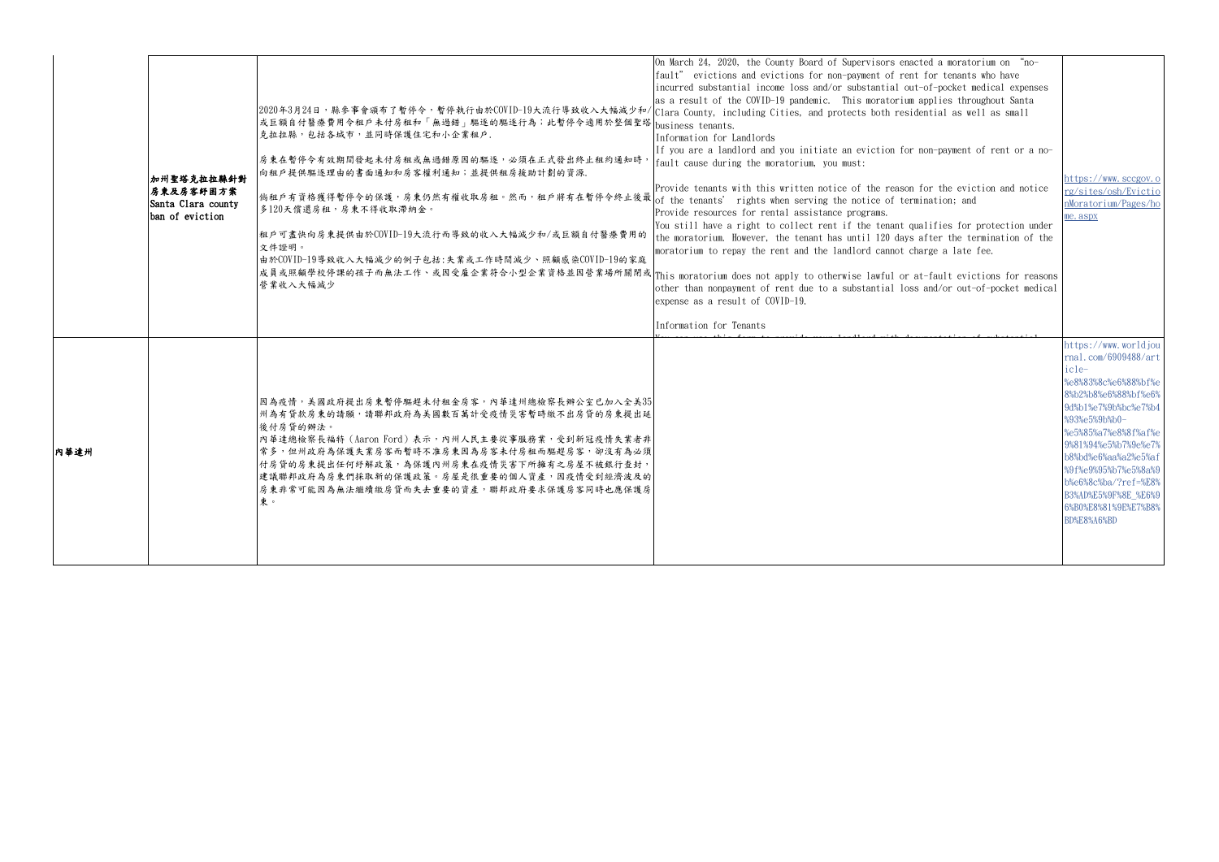| | | | | |
|---|---|---|---|---|
| | **加州聖塔克拉拉縣針對房東及房客紓困方案** Santa Clara county ban of eviction | 2020年3月24日，縣參事會頒布了暫停令，暫停執行由於COVID-19大流行導致收入大幅減少和/或巨額自付醫療費用令租戶未付房租和「無過錯」驅逐的驅逐行為；此暫停令適用於整個聖塔克拉拉縣，包括各城市，並同時保護住宅和小企業租戶.<br><br>房東在暫停令有效期間發起未付房租或無過錯原因的驅逐，必須在正式發出終止租約通知時，向租戶提供驅逐理由的書面通知和房客權利通知；並提供租房援助計劃的資源.<br><br>倘租戶有資格獲得暫停令的保護，房東仍然有權收取房租。然而，租戶將有在暫停令終止後最多120天償還房租，房東不得收取滯納金。<br><br>租戶可盡快向房東提供由於COVID-19大流行而導致的收入大幅減少和/或巨額自付醫療費用的文件證明。<br>由於COVID-19導致收入大幅減少的例子包括:失業或工作時間減少、照顧感染COVID-19的家庭成員或照顧學校停課的孩子而無法工作、或因受雇企業符合小型企業資格並因營業場所關閉或營業收入大幅減少 | On March 24, 2020, the County Board of Supervisors enacted a moratorium on "no-fault" evictions and evictions for non-payment of rent for tenants who have incurred substantial income loss and/or substantial out-of-pocket medical expenses as a result of the COVID-19 pandemic. This moratorium applies throughout Santa Clara County, including Cities, and protects both residential as well as small business tenants.<br>Information for Landlords<br>If you are a landlord and you initiate an eviction for non-payment of rent or a no-fault cause during the moratorium, you must:<br><br>Provide tenants with this written notice of the reason for the eviction and notice of the tenants' rights when serving the notice of termination; and<br>Provide resources for rental assistance programs.<br>You still have a right to collect rent if the tenant qualifies for protection under the moratorium. However, the tenant has until 120 days after the termination of the moratorium to repay the rent and the landlord cannot charge a late fee.<br><br>This moratorium does not apply to otherwise lawful or at-fault evictions for reasons other than nonpayment of rent due to a substantial loss and/or out-of-pocket medical expense as a result of COVID-19.<br><br>Information for Tenants | https://www.sccgov.org/sites/osh/EvictionMoratorium/Pages/home.aspx |
| 內華達州 | | 因為疫情，美國政府提出房東暫停驅趕未付租金房客，內華達州總檢察長辦公室已加入全美35州為有貸款房東的請願，請聯邦政府為美國數百萬計受疫情災害暫時繳不出房貸的房東提出延後付房貸的辦法。<br>內華達總檢察長福特（Aaron Ford）表示，內州人民主要從事服務業，受到新冠疫情失業者非常多，但州政府為保護失業房客而暫時不准房東因為房客未付房租而驅趕房客，卻沒有為必須付房貸的房東提出任何紓解政策，為保護內州房東在疫情災害下所擁有之房屋不被銀行查封，建議聯邦政府為房東們採取新的保護政策。房屋是很重要的個人資產，因疫情受到經濟波及的房東非常可能因為無法繼續繳房貸而失去重要的資產，聯邦政府要求保護房客同時也應保護房東。 | | https://www.worldjournal.com/6909488/article-%e8%83%8c%e6%88%bf%e8%b2%b8%e6%88%bf%e6%9d%b1%e7%9b%bc%e7%b4%93%e5%9b%b0-%e5%85%a7%e8%8f%af%e9%81%94%e5%b7%9e%e7%b8%bd%e6%aa%a2%e5%af%9f%e9%95%b7%e5%8a%9b%e6%8c%ba/?ref=%E8%B3%AD%E5%9F%8E_%E6%96%B0%E8%81%9E%E7%B8%BD%E8%A6%BD |